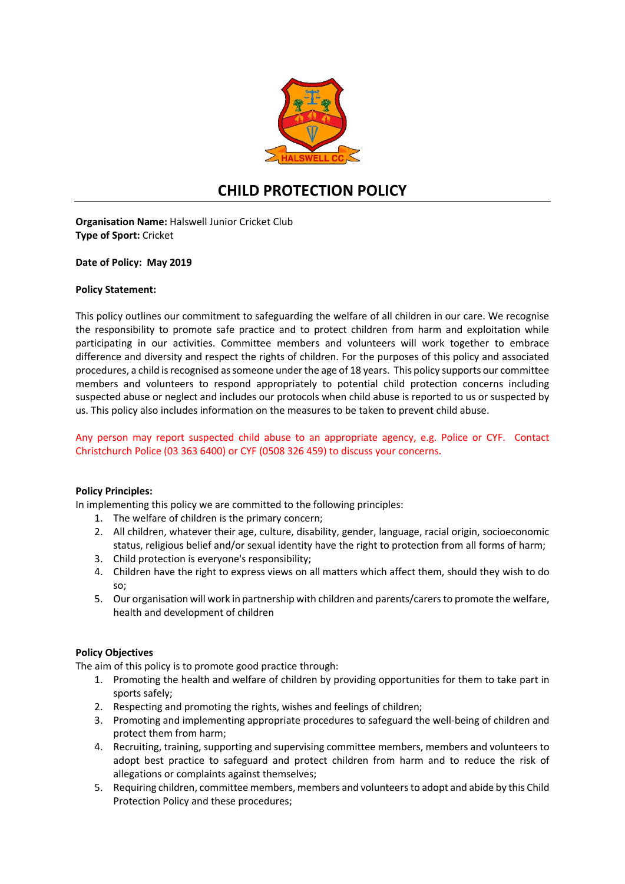# CHILD PROTECTION POLICY

**Organisation Name:** Halswell Junior Cricket Club
**Type of Sport:** Cricket

**Date of Policy: May 2019**

**Policy Statement:**

This policy outlines our commitment to safeguarding the welfare of all children in our care. We recognise the responsibility to promote safe practice and to protect children from harm and exploitation while participating in our activities. Committee members and volunteers will work together to embrace difference and diversity and respect the rights of children. For the purposes of this policy and associated procedures, a child is recognised as someone under the age of 18 years. This policy supports our committee members and volunteers to respond appropriately to potential child protection concerns including suspected abuse or neglect and includes our protocols when child abuse is reported to us or suspected by us. This policy also includes information on the measures to be taken to prevent child abuse.

Any person may report suspected child abuse to an appropriate agency, e.g. Police or CYF. Contact Christchurch Police (03 363 6400) or CYF (0508 326 459) to discuss your concerns.

**Policy Principles:**
In implementing this policy we are committed to the following principles:

1. The welfare of children is the primary concern;
2. All children, whatever their age, culture, disability, gender, language, racial origin, socioeconomic status, religious belief and/or sexual identity have the right to protection from all forms of harm;
3. Child protection is everyone's responsibility;
4. Children have the right to express views on all matters which affect them, should they wish to do so;
5. Our organisation will work in partnership with children and parents/carers to promote the welfare, health and development of children

**Policy Objectives**
The aim of this policy is to promote good practice through:

1. Promoting the health and welfare of children by providing opportunities for them to take part in sports safely;
2. Respecting and promoting the rights, wishes and feelings of children;
3. Promoting and implementing appropriate procedures to safeguard the well-being of children and protect them from harm;
4. Recruiting, training, supporting and supervising committee members, members and volunteers to adopt best practice to safeguard and protect children from harm and to reduce the risk of allegations or complaints against themselves;
5. Requiring children, committee members, members and volunteers to adopt and abide by this Child Protection Policy and these procedures;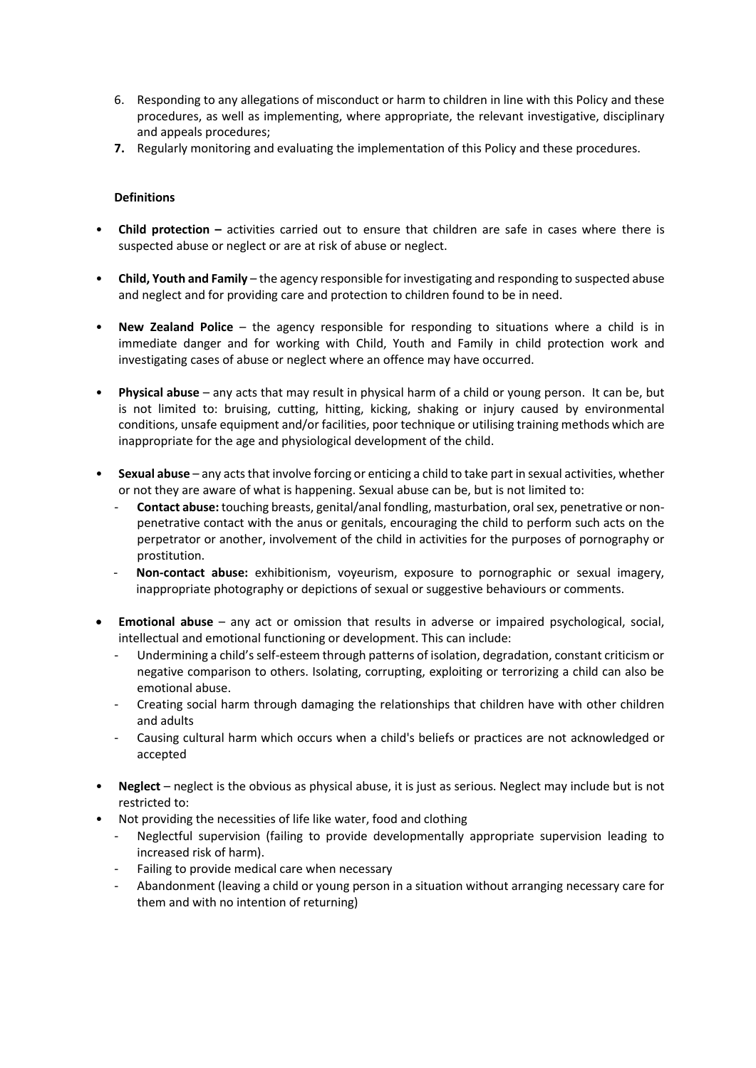6. Responding to any allegations of misconduct or harm to children in line with this Policy and these procedures, as well as implementing, where appropriate, the relevant investigative, disciplinary and appeals procedures;
7. Regularly monitoring and evaluating the implementation of this Policy and these procedures.

**Definitions**

- **Child protection –** activities carried out to ensure that children are safe in cases where there is suspected abuse or neglect or are at risk of abuse or neglect.

- **Child, Youth and Family** – the agency responsible for investigating and responding to suspected abuse and neglect and for providing care and protection to children found to be in need.

- **New Zealand Police** – the agency responsible for responding to situations where a child is in immediate danger and for working with Child, Youth and Family in child protection work and investigating cases of abuse or neglect where an offence may have occurred.

- **Physical abuse** – any acts that may result in physical harm of a child or young person. It can be, but is not limited to: bruising, cutting, hitting, kicking, shaking or injury caused by environmental conditions, unsafe equipment and/or facilities, poor technique or utilising training methods which are inappropriate for the age and physiological development of the child.

- **Sexual abuse** – any acts that involve forcing or enticing a child to take part in sexual activities, whether or not they are aware of what is happening. Sexual abuse can be, but is not limited to:
  - **Contact abuse:** touching breasts, genital/anal fondling, masturbation, oral sex, penetrative or non-penetrative contact with the anus or genitals, encouraging the child to perform such acts on the perpetrator or another, involvement of the child in activities for the purposes of pornography or prostitution.
  - **Non-contact abuse:** exhibitionism, voyeurism, exposure to pornographic or sexual imagery, inappropriate photography or depictions of sexual or suggestive behaviours or comments.

- **Emotional abuse** – any act or omission that results in adverse or impaired psychological, social, intellectual and emotional functioning or development. This can include:
  - Undermining a child's self-esteem through patterns of isolation, degradation, constant criticism or negative comparison to others. Isolating, corrupting, exploiting or terrorizing a child can also be emotional abuse.
  - Creating social harm through damaging the relationships that children have with other children and adults
  - Causing cultural harm which occurs when a child's beliefs or practices are not acknowledged or accepted

- **Neglect** – neglect is the obvious as physical abuse, it is just as serious. Neglect may include but is not restricted to:
- Not providing the necessities of life like water, food and clothing
  - Neglectful supervision (failing to provide developmentally appropriate supervision leading to increased risk of harm).
  - Failing to provide medical care when necessary
  - Abandonment (leaving a child or young person in a situation without arranging necessary care for them and with no intention of returning)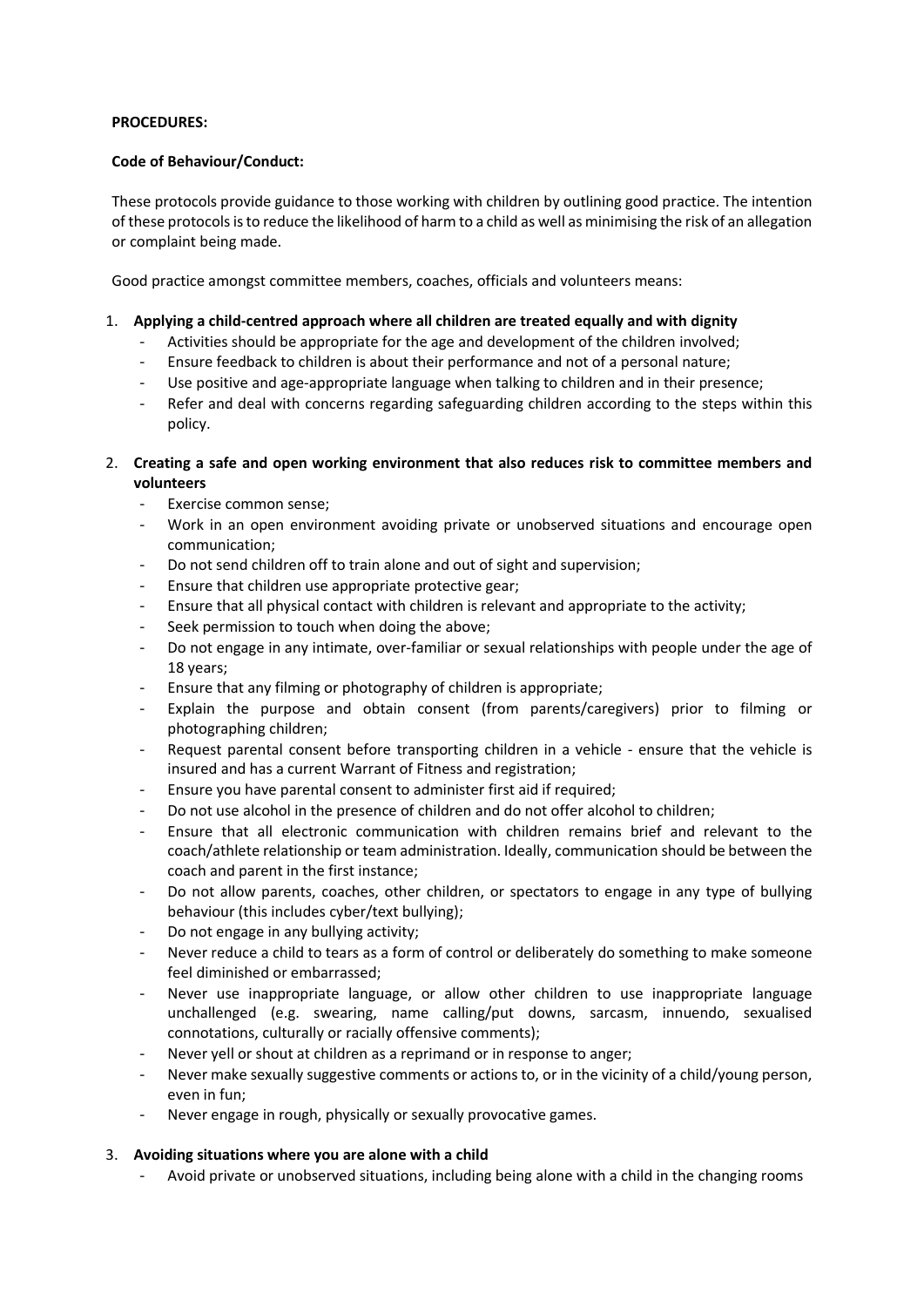**PROCEDURES:**

**Code of Behaviour/Conduct:**

These protocols provide guidance to those working with children by outlining good practice. The intention of these protocols is to reduce the likelihood of harm to a child as well as minimising the risk of an allegation or complaint being made.

Good practice amongst committee members, coaches, officials and volunteers means:

1. **Applying a child-centred approach where all children are treated equally and with dignity**
   - Activities should be appropriate for the age and development of the children involved;
   - Ensure feedback to children is about their performance and not of a personal nature;
   - Use positive and age-appropriate language when talking to children and in their presence;
   - Refer and deal with concerns regarding safeguarding children according to the steps within this policy.

2. **Creating a safe and open working environment that also reduces risk to committee members and volunteers**
   - Exercise common sense;
   - Work in an open environment avoiding private or unobserved situations and encourage open communication;
   - Do not send children off to train alone and out of sight and supervision;
   - Ensure that children use appropriate protective gear;
   - Ensure that all physical contact with children is relevant and appropriate to the activity;
   - Seek permission to touch when doing the above;
   - Do not engage in any intimate, over-familiar or sexual relationships with people under the age of 18 years;
   - Ensure that any filming or photography of children is appropriate;
   - Explain the purpose and obtain consent (from parents/caregivers) prior to filming or photographing children;
   - Request parental consent before transporting children in a vehicle - ensure that the vehicle is insured and has a current Warrant of Fitness and registration;
   - Ensure you have parental consent to administer first aid if required;
   - Do not use alcohol in the presence of children and do not offer alcohol to children;
   - Ensure that all electronic communication with children remains brief and relevant to the coach/athlete relationship or team administration. Ideally, communication should be between the coach and parent in the first instance;
   - Do not allow parents, coaches, other children, or spectators to engage in any type of bullying behaviour (this includes cyber/text bullying);
   - Do not engage in any bullying activity;
   - Never reduce a child to tears as a form of control or deliberately do something to make someone feel diminished or embarrassed;
   - Never use inappropriate language, or allow other children to use inappropriate language unchallenged (e.g. swearing, name calling/put downs, sarcasm, innuendo, sexualised connotations, culturally or racially offensive comments);
   - Never yell or shout at children as a reprimand or in response to anger;
   - Never make sexually suggestive comments or actions to, or in the vicinity of a child/young person, even in fun;
   - Never engage in rough, physically or sexually provocative games.

3. **Avoiding situations where you are alone with a child**
   - Avoid private or unobserved situations, including being alone with a child in the changing rooms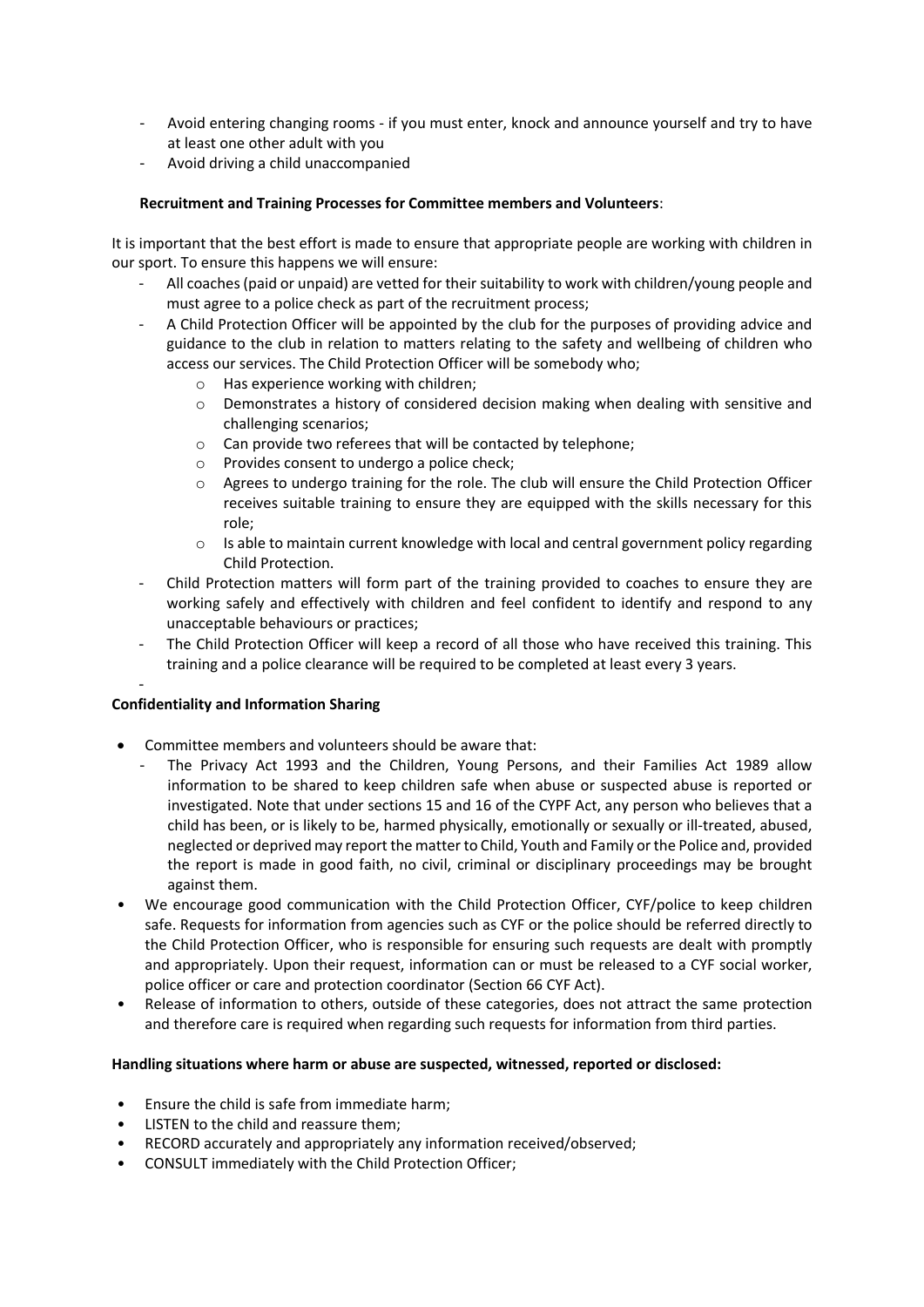- Avoid entering changing rooms - if you must enter, knock and announce yourself and try to have at least one other adult with you
- Avoid driving a child unaccompanied

**Recruitment and Training Processes for Committee members and Volunteers**:

It is important that the best effort is made to ensure that appropriate people are working with children in our sport. To ensure this happens we will ensure:

- All coaches (paid or unpaid) are vetted for their suitability to work with children/young people and must agree to a police check as part of the recruitment process;
- A Child Protection Officer will be appointed by the club for the purposes of providing advice and guidance to the club in relation to matters relating to the safety and wellbeing of children who access our services. The Child Protection Officer will be somebody who;
  - Has experience working with children;
  - Demonstrates a history of considered decision making when dealing with sensitive and challenging scenarios;
  - Can provide two referees that will be contacted by telephone;
  - Provides consent to undergo a police check;
  - Agrees to undergo training for the role. The club will ensure the Child Protection Officer receives suitable training to ensure they are equipped with the skills necessary for this role;
  - Is able to maintain current knowledge with local and central government policy regarding Child Protection.
- Child Protection matters will form part of the training provided to coaches to ensure they are working safely and effectively with children and feel confident to identify and respond to any unacceptable behaviours or practices;
- The Child Protection Officer will keep a record of all those who have received this training. This training and a police clearance will be required to be completed at least every 3 years.
-

**Confidentiality and Information Sharing**

- Committee members and volunteers should be aware that:
  - The Privacy Act 1993 and the Children, Young Persons, and their Families Act 1989 allow information to be shared to keep children safe when abuse or suspected abuse is reported or investigated. Note that under sections 15 and 16 of the CYPF Act, any person who believes that a child has been, or is likely to be, harmed physically, emotionally or sexually or ill-treated, abused, neglected or deprived may report the matter to Child, Youth and Family or the Police and, provided the report is made in good faith, no civil, criminal or disciplinary proceedings may be brought against them.
- We encourage good communication with the Child Protection Officer, CYF/police to keep children safe. Requests for information from agencies such as CYF or the police should be referred directly to the Child Protection Officer, who is responsible for ensuring such requests are dealt with promptly and appropriately. Upon their request, information can or must be released to a CYF social worker, police officer or care and protection coordinator (Section 66 CYF Act).
- Release of information to others, outside of these categories, does not attract the same protection and therefore care is required when regarding such requests for information from third parties.

**Handling situations where harm or abuse are suspected, witnessed, reported or disclosed:**

- Ensure the child is safe from immediate harm;
- LISTEN to the child and reassure them;
- RECORD accurately and appropriately any information received/observed;
- CONSULT immediately with the Child Protection Officer;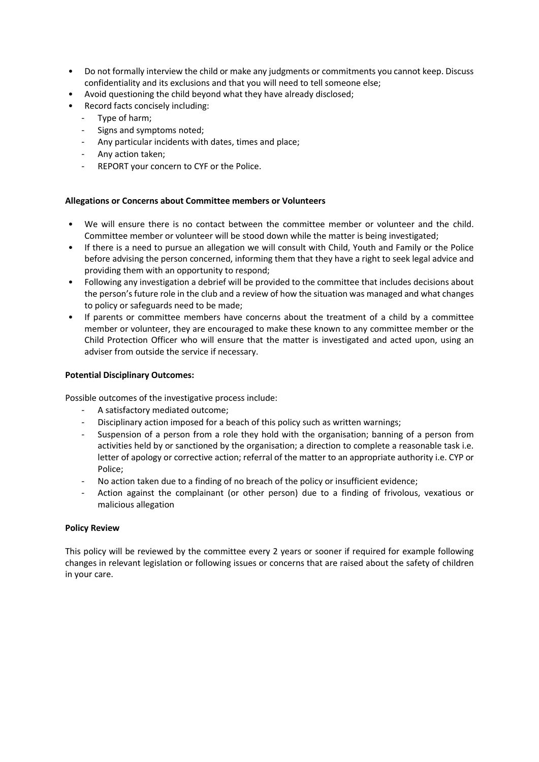- Do not formally interview the child or make any judgments or commitments you cannot keep. Discuss confidentiality and its exclusions and that you will need to tell someone else;
- Avoid questioning the child beyond what they have already disclosed;
- Record facts concisely including:
  - Type of harm;
  - Signs and symptoms noted;
  - Any particular incidents with dates, times and place;
  - Any action taken;
  - REPORT your concern to CYF or the Police.

**Allegations or Concerns about Committee members or Volunteers**

- We will ensure there is no contact between the committee member or volunteer and the child. Committee member or volunteer will be stood down while the matter is being investigated;
- If there is a need to pursue an allegation we will consult with Child, Youth and Family or the Police before advising the person concerned, informing them that they have a right to seek legal advice and providing them with an opportunity to respond;
- Following any investigation a debrief will be provided to the committee that includes decisions about the person's future role in the club and a review of how the situation was managed and what changes to policy or safeguards need to be made;
- If parents or committee members have concerns about the treatment of a child by a committee member or volunteer, they are encouraged to make these known to any committee member or the Child Protection Officer who will ensure that the matter is investigated and acted upon, using an adviser from outside the service if necessary.

**Potential Disciplinary Outcomes:**

Possible outcomes of the investigative process include:

- A satisfactory mediated outcome;
- Disciplinary action imposed for a beach of this policy such as written warnings;
- Suspension of a person from a role they hold with the organisation; banning of a person from activities held by or sanctioned by the organisation; a direction to complete a reasonable task i.e. letter of apology or corrective action; referral of the matter to an appropriate authority i.e. CYP or Police;
- No action taken due to a finding of no breach of the policy or insufficient evidence;
- Action against the complainant (or other person) due to a finding of frivolous, vexatious or malicious allegation

**Policy Review**

This policy will be reviewed by the committee every 2 years or sooner if required for example following changes in relevant legislation or following issues or concerns that are raised about the safety of children in your care.